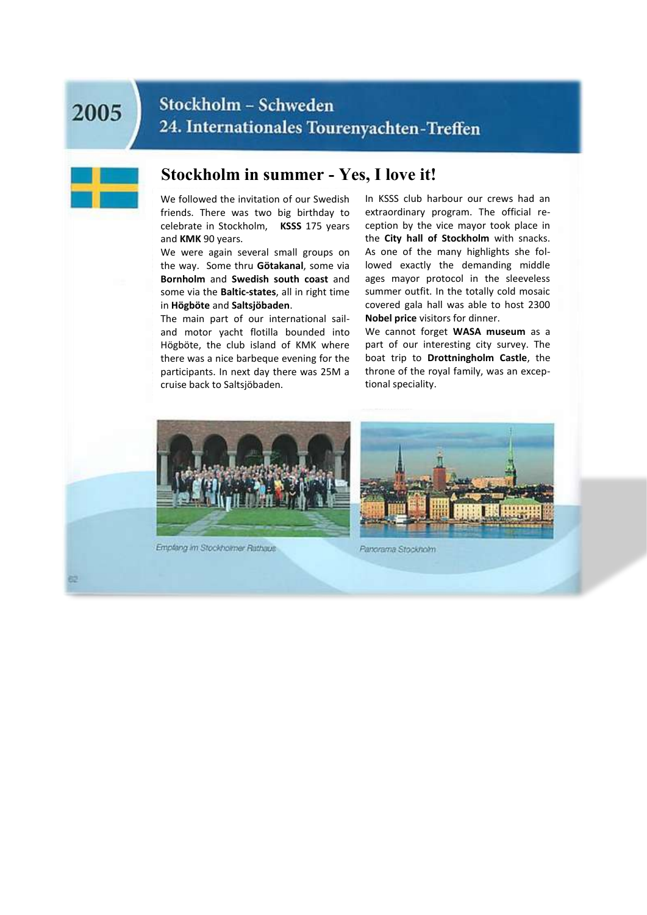# 2005 Stockholm – Schweden
## 24. Internationales Tourenyachten-Treffen

## Stockholm in summer - Yes, I love it!

We followed the invitation of our Swedish friends. There was two big birthday to celebrate in Stockholm, **KSSS** 175 years and **KMK** 90 years.

We were again several small groups on the way. Some thru **Götakanal**, some via **Bornholm** and **Swedish south coast** and some via the **Baltic-states**, all in right time in **Högböte** and **Saltsjöbaden**.

The main part of our international sail- and motor yacht flotilla bounded into Högböte, the club island of KMK where there was a nice barbeque evening for the participants. In next day there was 25M a cruise back to Saltsjöbaden.

In KSSS club harbour our crews had an extraordinary program. The official reception by the vice mayor took place in the **City hall of Stockholm** with snacks. As one of the many highlights she followed exactly the demanding middle ages mayor protocol in the sleeveless summer outfit. In the totally cold mosaic covered gala hall was able to host 2300 **Nobel price** visitors for dinner.

We cannot forget **WASA museum** as a part of our interesting city survey. The boat trip to **Drottningholm Castle**, the throne of the royal family, was an exceptional speciality.

*Empfang im Stockholmer Rathaus*

*Panorama Stockholm*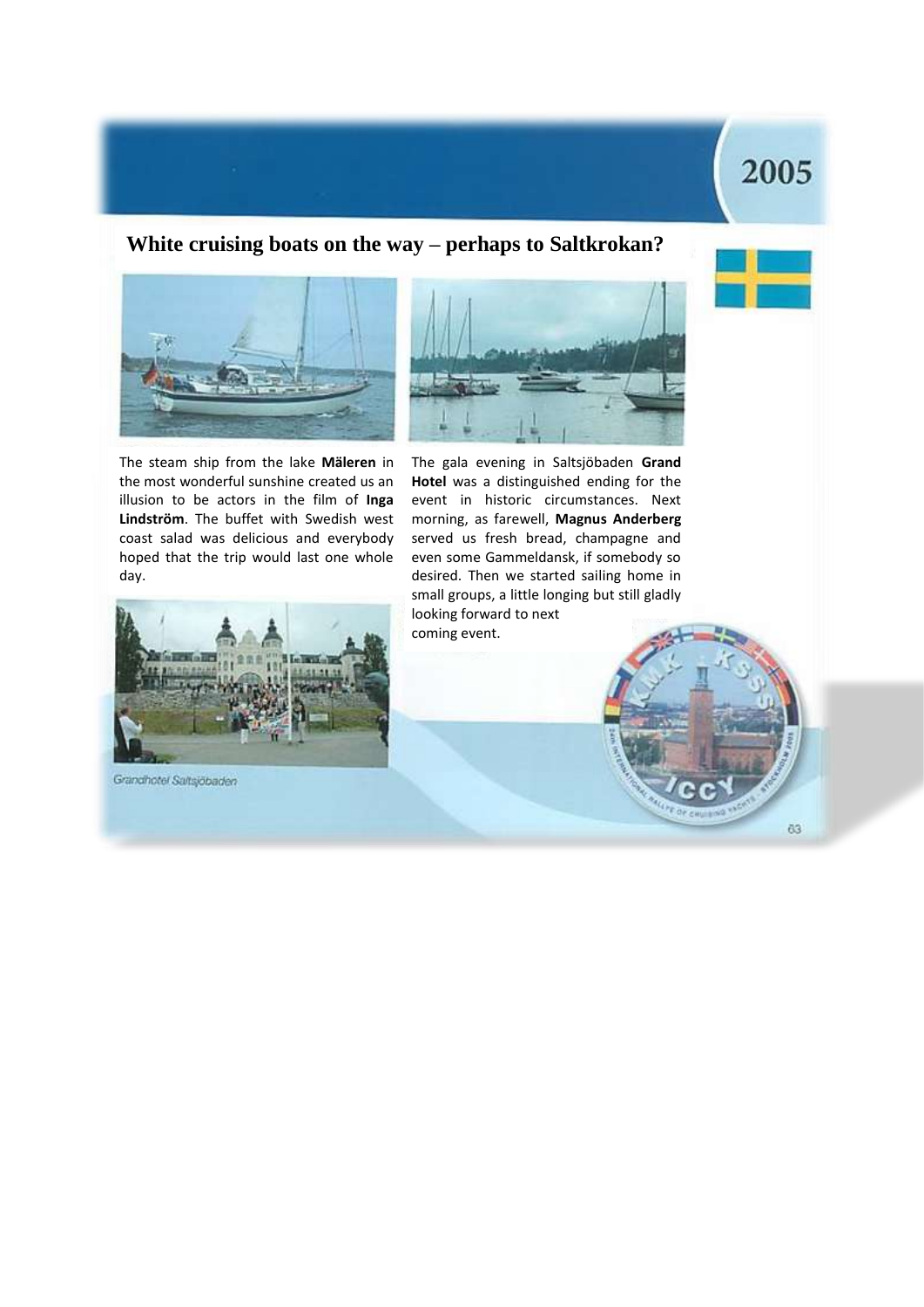2005

## White cruising boats on the way – perhaps to Saltkrokan?

The steam ship from the lake **Mäleren** in the most wonderful sunshine created us an illusion to be actors in the film of **Inga Lindström**. The buffet with Swedish west coast salad was delicious and everybody hoped that the trip would last one whole day.

*Grandhotel Saltsjöbaden*

The gala evening in Saltsjöbaden **Grand Hotel** was a distinguished ending for the event in historic circumstances. Next morning, as farewell, **Magnus Anderberg** served us fresh bread, champagne and even some Gammeldansk, if somebody so desired. Then we started sailing home in small groups, a little longing but still gladly looking forward to next coming event.